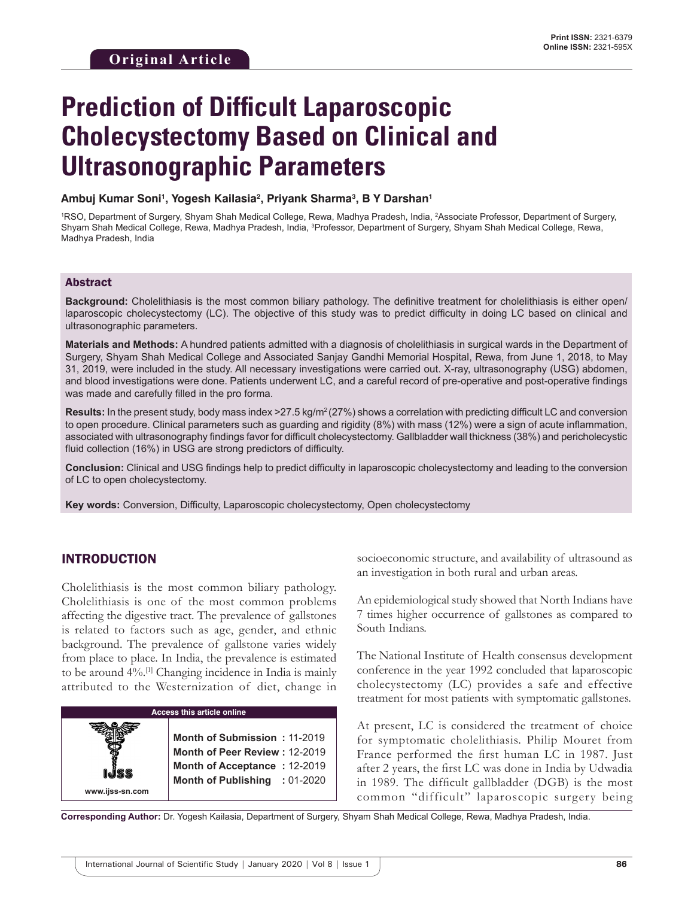Original Article

# Prediction of Difficult Laparoscopic Cholecystectomy Based on Clinical and Ultrasonographic Parameters

**Ambuj Kumar Soni[1], Yogesh Kailasia[2], Priyank Sharma[3], B Y Darshan[1]**

[1]RSO, Department of Surgery, Shyam Shah Medical College, Rewa, Madhya Pradesh, India, [2]Associate Professor, Department of Surgery, Shyam Shah Medical College, Rewa, Madhya Pradesh, India, [3]Professor, Department of Surgery, Shyam Shah Medical College, Rewa, Madhya Pradesh, India

## Abstract

**Background:** Cholelithiasis is the most common biliary pathology. The definitive treatment for cholelithiasis is either open/laparoscopic cholecystectomy (LC). The objective of this study was to predict difficulty in doing LC based on clinical and ultrasonographic parameters.

**Materials and Methods:** A hundred patients admitted with a diagnosis of cholelithiasis in surgical wards in the Department of Surgery, Shyam Shah Medical College and Associated Sanjay Gandhi Memorial Hospital, Rewa, from June 1, 2018, to May 31, 2019, were included in the study. All necessary investigations were carried out. X-ray, ultrasonography (USG) abdomen, and blood investigations were done. Patients underwent LC, and a careful record of pre-operative and post-operative findings was made and carefully filled in the pro forma.

**Results:** In the present study, body mass index >27.5 kg/m$^2$ (27%) shows a correlation with predicting difficult LC and conversion to open procedure. Clinical parameters such as guarding and rigidity (8%) with mass (12%) were a sign of acute inflammation, associated with ultrasonography findings favor for difficult cholecystectomy. Gallbladder wall thickness (38%) and pericholecystic fluid collection (16%) in USG are strong predictors of difficulty.

**Conclusion:** Clinical and USG findings help to predict difficulty in laparoscopic cholecystectomy and leading to the conversion of LC to open cholecystectomy.

**Key words:** Conversion, Difficulty, Laparoscopic cholecystectomy, Open cholecystectomy

## INTRODUCTION

Cholelithiasis is the most common biliary pathology. Cholelithiasis is one of the most common problems affecting the digestive tract. The prevalence of gallstones is related to factors such as age, gender, and ethnic background. The prevalence of gallstone varies widely from place to place. In India, the prevalence is estimated to be around 4%.[1] Changing incidence in India is mainly attributed to the Westernization of diet, change in socioeconomic structure, and availability of ultrasound as an investigation in both rural and urban areas.

An epidemiological study showed that North Indians have 7 times higher occurrence of gallstones as compared to South Indians.

The National Institute of Health consensus development conference in the year 1992 concluded that laparoscopic cholecystectomy (LC) provides a safe and effective treatment for most patients with symptomatic gallstones.

At present, LC is considered the treatment of choice for symptomatic cholelithiasis. Philip Mouret from France performed the first human LC in 1987. Just after 2 years, the first LC was done in India by Udwadia in 1989. The difficult gallbladder (DGB) is the most common "difficult" laparoscopic surgery being

| Access this article online | |
|---|---|
| www.ijss-sn.com | **Month of Submission :** 11-2019 |
| | **Month of Peer Review :** 12-2019 |
| | **Month of Acceptance :** 12-2019 |
| | **Month of Publishing :** 01-2020 |

**Corresponding Author:** Dr. Yogesh Kailasia, Department of Surgery, Shyam Shah Medical College, Rewa, Madhya Pradesh, India.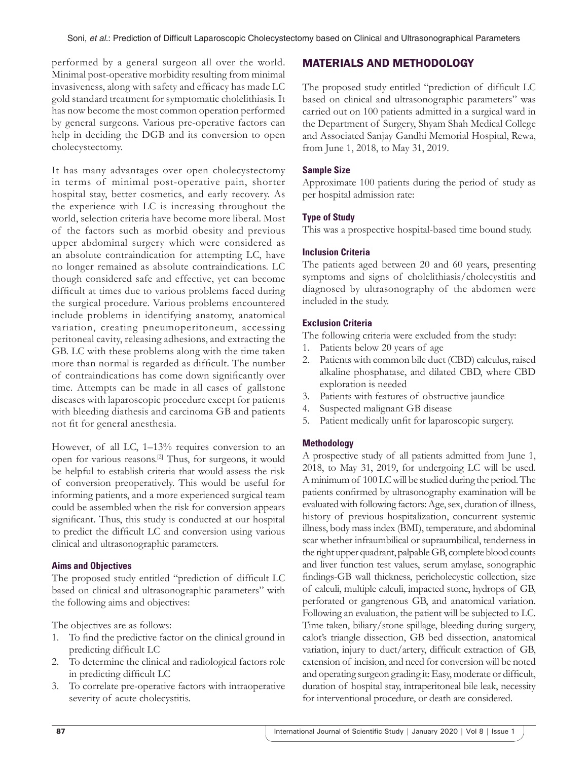performed by a general surgeon all over the world. Minimal post-operative morbidity resulting from minimal invasiveness, along with safety and efficacy has made LC gold standard treatment for symptomatic cholelithiasis. It has now become the most common operation performed by general surgeons. Various pre-operative factors can help in deciding the DGB and its conversion to open cholecystectomy.

It has many advantages over open cholecystectomy in terms of minimal post-operative pain, shorter hospital stay, better cosmetics, and early recovery. As the experience with LC is increasing throughout the world, selection criteria have become more liberal. Most of the factors such as morbid obesity and previous upper abdominal surgery which were considered as an absolute contraindication for attempting LC, have no longer remained as absolute contraindications. LC though considered safe and effective, yet can become difficult at times due to various problems faced during the surgical procedure. Various problems encountered include problems in identifying anatomy, anatomical variation, creating pneumoperitoneum, accessing peritoneal cavity, releasing adhesions, and extracting the GB. LC with these problems along with the time taken more than normal is regarded as difficult. The number of contraindications has come down significantly over time. Attempts can be made in all cases of gallstone diseases with laparoscopic procedure except for patients with bleeding diathesis and carcinoma GB and patients not fit for general anesthesia.

However, of all LC, 1–13% requires conversion to an open for various reasons.[2] Thus, for surgeons, it would be helpful to establish criteria that would assess the risk of conversion preoperatively. This would be useful for informing patients, and a more experienced surgical team could be assembled when the risk for conversion appears significant. Thus, this study is conducted at our hospital to predict the difficult LC and conversion using various clinical and ultrasonographic parameters.

### Aims and Objectives

The proposed study entitled "prediction of difficult LC based on clinical and ultrasonographic parameters" with the following aims and objectives:

The objectives are as follows:

1. To find the predictive factor on the clinical ground in predicting difficult LC
2. To determine the clinical and radiological factors role in predicting difficult LC
3. To correlate pre-operative factors with intraoperative severity of acute cholecystitis.

## MATERIALS AND METHODOLOGY

The proposed study entitled "prediction of difficult LC based on clinical and ultrasonographic parameters" was carried out on 100 patients admitted in a surgical ward in the Department of Surgery, Shyam Shah Medical College and Associated Sanjay Gandhi Memorial Hospital, Rewa, from June 1, 2018, to May 31, 2019.

### Sample Size

Approximate 100 patients during the period of study as per hospital admission rate:

### Type of Study

This was a prospective hospital-based time bound study.

### Inclusion Criteria

The patients aged between 20 and 60 years, presenting symptoms and signs of cholelithiasis/cholecystitis and diagnosed by ultrasonography of the abdomen were included in the study.

### Exclusion Criteria

The following criteria were excluded from the study:

1. Patients below 20 years of age
2. Patients with common bile duct (CBD) calculus, raised alkaline phosphatase, and dilated CBD, where CBD exploration is needed
3. Patients with features of obstructive jaundice
4. Suspected malignant GB disease
5. Patient medically unfit for laparoscopic surgery.

### Methodology

A prospective study of all patients admitted from June 1, 2018, to May 31, 2019, for undergoing LC will be used. A minimum of 100 LC will be studied during the period. The patients confirmed by ultrasonography examination will be evaluated with following factors: Age, sex, duration of illness, history of previous hospitalization, concurrent systemic illness, body mass index (BMI), temperature, and abdominal scar whether infraumbilical or supraumbilical, tenderness in the right upper quadrant, palpable GB, complete blood counts and liver function test values, serum amylase, sonographic findings-GB wall thickness, pericholecystic collection, size of calculi, multiple calculi, impacted stone, hydrops of GB, perforated or gangrenous GB, and anatomical variation. Following an evaluation, the patient will be subjected to LC. Time taken, biliary/stone spillage, bleeding during surgery, calot's triangle dissection, GB bed dissection, anatomical variation, injury to duct/artery, difficult extraction of GB, extension of incision, and need for conversion will be noted and operating surgeon grading it: Easy, moderate or difficult, duration of hospital stay, intraperitoneal bile leak, necessity for interventional procedure, or death are considered.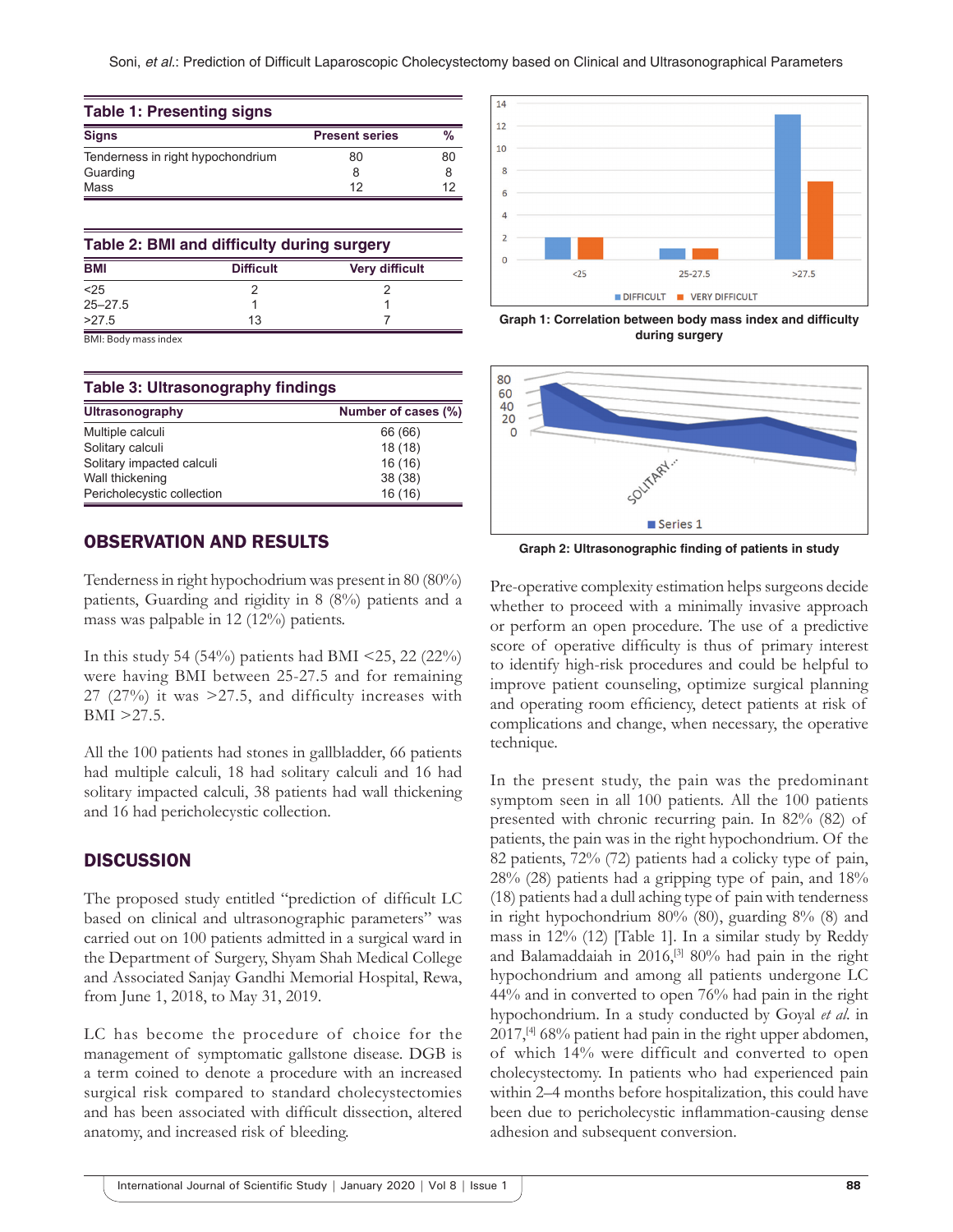## Table 1: Presenting signs

| Signs | Present series | % |
|---|---|---|
| Tenderness in right hypochondrium | 80 | 80 |
| Guarding | 8 | 8 |
| Mass | 12 | 12 |

## Table 2: BMI and difficulty during surgery

| BMI | Difficult | Very difficult |
|---|---|---|
| <25 | 2 | 2 |
| 25–27.5 | 1 | 1 |
| >27.5 | 13 | 7 |

BMI: Body mass index

## Table 3: Ultrasonography findings

| Ultrasonography | Number of cases (%) |
|---|---|
| Multiple calculi | 66 (66) |
| Solitary calculi | 18 (18) |
| Solitary impacted calculi | 16 (16) |
| Wall thickening | 38 (38) |
| Pericholecystic collection | 16 (16) |

**Graph 1: Correlation between body mass index and difficulty during surgery**

**Graph 2: Ultrasonographic finding of patients in study**

## OBSERVATION AND RESULTS

Tenderness in right hypochondrium was present in 80 (80%) patients, Guarding and rigidity in 8 (8%) patients and a mass was palpable in 12 (12%) patients.

In this study 54 (54%) patients had BMI <25, 22 (22%) were having BMI between 25-27.5 and for remaining 27 (27%) it was >27.5, and difficulty increases with BMI >27.5.

All the 100 patients had stones in gallbladder, 66 patients had multiple calculi, 18 had solitary calculi and 16 had solitary impacted calculi, 38 patients had wall thickening and 16 had pericholecystic collection.

## DISCUSSION

The proposed study entitled "prediction of difficult LC based on clinical and ultrasonographic parameters" was carried out on 100 patients admitted in a surgical ward in the Department of Surgery, Shyam Shah Medical College and Associated Sanjay Gandhi Memorial Hospital, Rewa, from June 1, 2018, to May 31, 2019.

LC has become the procedure of choice for the management of symptomatic gallstone disease. DGB is a term coined to denote a procedure with an increased surgical risk compared to standard cholecystectomies and has been associated with difficult dissection, altered anatomy, and increased risk of bleeding.

Pre-operative complexity estimation helps surgeons decide whether to proceed with a minimally invasive approach or perform an open procedure. The use of a predictive score of operative difficulty is thus of primary interest to identify high-risk procedures and could be helpful to improve patient counseling, optimize surgical planning and operating room efficiency, detect patients at risk of complications and change, when necessary, the operative technique.

In the present study, the pain was the predominant symptom seen in all 100 patients. All the 100 patients presented with chronic recurring pain. In 82% (82) of patients, the pain was in the right hypochondrium. Of the 82 patients, 72% (72) patients had a colicky type of pain, 28% (28) patients had a gripping type of pain, and 18% (18) patients had a dull aching type of pain with tenderness in right hypochondrium 80% (80), guarding 8% (8) and mass in 12% (12) [Table 1]. In a similar study by Reddy and Balamaddaiah in 2016,[3] 80% had pain in the right hypochondrium and among all patients undergone LC 44% and in converted to open 76% had pain in the right hypochondrium. In a study conducted by Goyal *et al.* in 2017,[4] 68% patient had pain in the right upper abdomen, of which 14% were difficult and converted to open cholecystectomy. In patients who had experienced pain within 2–4 months before hospitalization, this could have been due to pericholecystic inflammation-causing dense adhesion and subsequent conversion.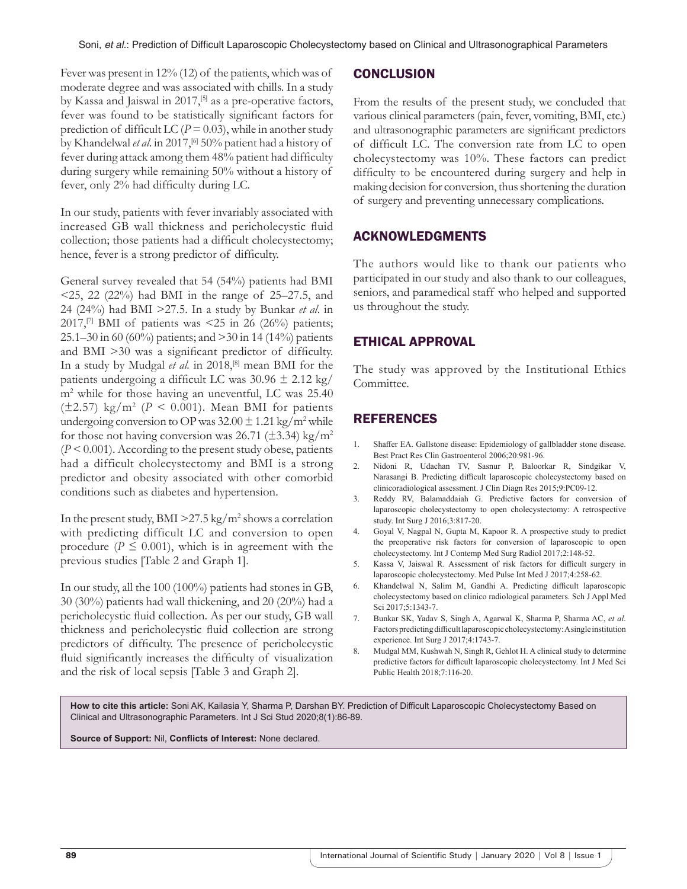Fever was present in 12% (12) of the patients, which was of moderate degree and was associated with chills. In a study by Kassa and Jaiswal in 2017,[5] as a pre-operative factors, fever was found to be statistically significant factors for prediction of difficult LC ($P = 0.03$), while in another study by Khandelwal *et al*. in 2017,[6] 50% patient had a history of fever during attack among them 48% patient had difficulty during surgery while remaining 50% without a history of fever, only 2% had difficulty during LC.

In our study, patients with fever invariably associated with increased GB wall thickness and pericholecystic fluid collection; those patients had a difficult cholecystectomy; hence, fever is a strong predictor of difficulty.

General survey revealed that 54 (54%) patients had BMI <25, 22 (22%) had BMI in the range of 25–27.5, and 24 (24%) had BMI >27.5. In a study by Bunkar *et al*. in 2017,[7] BMI of patients was <25 in 26 (26%) patients; 25.1–30 in 60 (60%) patients; and >30 in 14 (14%) patients and BMI >30 was a significant predictor of difficulty. In a study by Mudgal *et al.* in 2018,[8] mean BMI for the patients undergoing a difficult LC was 30.96 ± 2.12 kg/m$^2$ while for those having an uneventful, LC was 25.40 (±2.57) kg/m$^2$ ($P < 0.001$). Mean BMI for patients undergoing conversion to OP was 32.00 ± 1.21 kg/m$^2$ while for those not having conversion was 26.71 (±3.34) kg/m$^2$ ($P < 0.001$). According to the present study obese, patients had a difficult cholecystectomy and BMI is a strong predictor and obesity associated with other comorbid conditions such as diabetes and hypertension.

In the present study, BMI >27.5 kg/m$^2$ shows a correlation with predicting difficult LC and conversion to open procedure ($P \leq 0.001$), which is in agreement with the previous studies [Table 2 and Graph 1].

In our study, all the 100 (100%) patients had stones in GB, 30 (30%) patients had wall thickening, and 20 (20%) had a pericholecystic fluid collection. As per our study, GB wall thickness and pericholecystic fluid collection are strong predictors of difficulty. The presence of pericholecystic fluid significantly increases the difficulty of visualization and the risk of local sepsis [Table 3 and Graph 2].

## CONCLUSION

From the results of the present study, we concluded that various clinical parameters (pain, fever, vomiting, BMI, etc.) and ultrasonographic parameters are significant predictors of difficult LC. The conversion rate from LC to open cholecystectomy was 10%. These factors can predict difficulty to be encountered during surgery and help in making decision for conversion, thus shortening the duration of surgery and preventing unnecessary complications.

## ACKNOWLEDGMENTS

The authors would like to thank our patients who participated in our study and also thank to our colleagues, seniors, and paramedical staff who helped and supported us throughout the study.

## ETHICAL APPROVAL

The study was approved by the Institutional Ethics Committee.

## REFERENCES

1. Shaffer EA. Gallstone disease: Epidemiology of gallbladder stone disease. Best Pract Res Clin Gastroenterol 2006;20:981-96.
2. Nidoni R, Udachan TV, Sasnur P, Baloorkar R, Sindgikar V, Narasangi B. Predicting difficult laparoscopic cholecystectomy based on clinicoradiological assessment. J Clin Diagn Res 2015;9:PC09-12.
3. Reddy RV, Balamaddaiah G. Predictive factors for conversion of laparoscopic cholecystectomy to open cholecystectomy: A retrospective study. Int Surg J 2016;3:817-20.
4. Goyal V, Nagpal N, Gupta M, Kapoor R. A prospective study to predict the preoperative risk factors for conversion of laparoscopic to open cholecystectomy. Int J Contemp Med Surg Radiol 2017;2:148-52.
5. Kassa V, Jaiswal R. Assessment of risk factors for difficult surgery in laparoscopic cholecystectomy. Med Pulse Int Med J 2017;4:258-62.
6. Khandelwal N, Salim M, Gandhi A. Predicting difficult laparoscopic cholecystectomy based on clinico radiological parameters. Sch J Appl Med Sci 2017;5:1343-7.
7. Bunkar SK, Yadav S, Singh A, Agarwal K, Sharma P, Sharma AC, *et al*. Factors predicting difficult laparoscopic cholecystectomy: A single institution experience. Int Surg J 2017;4:1743-7.
8. Mudgal MM, Kushwah N, Singh R, Gehlot H. A clinical study to determine predictive factors for difficult laparoscopic cholecystectomy. Int J Med Sci Public Health 2018;7:116-20.

**How to cite this article:** Soni AK, Kailasia Y, Sharma P, Darshan BY. Prediction of Difficult Laparoscopic Cholecystectomy Based on Clinical and Ultrasonographic Parameters. Int J Sci Stud 2020;8(1):86-89.

**Source of Support:** Nil, **Conflicts of Interest:** None declared.